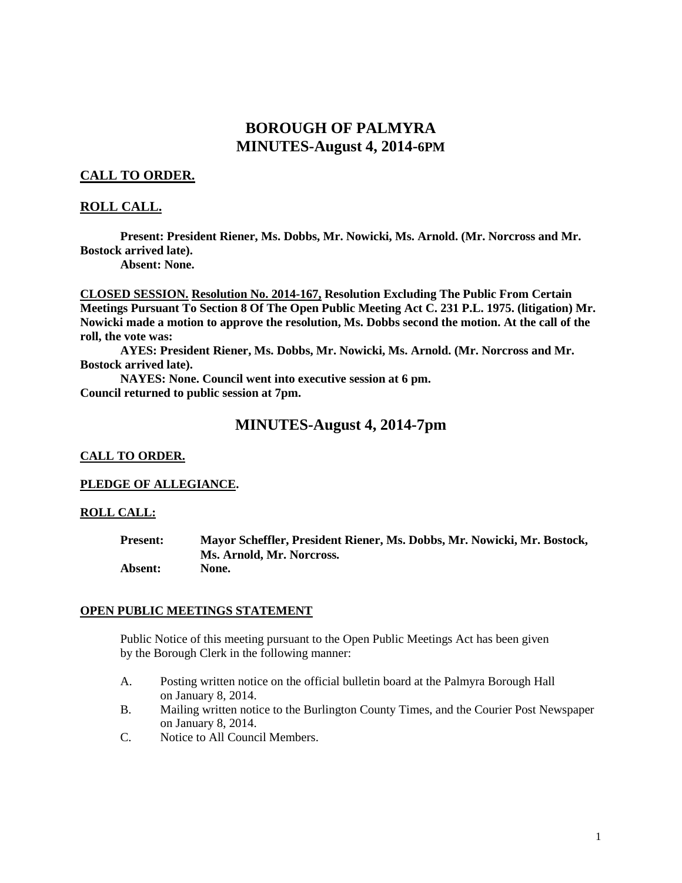# BOROUGH OF PALMYRA
# MINUTES-August 4, 2014-6PM

**CALL TO ORDER.**

**ROLL CALL.**

**Present: President Riener, Ms. Dobbs, Mr. Nowicki, Ms. Arnold. (Mr. Norcross and Mr. Bostock arrived late).**
**Absent: None.**

**CLOSED SESSION. Resolution No. 2014-167, Resolution Excluding The Public From Certain Meetings Pursuant To Section 8 Of The Open Public Meeting Act C. 231 P.L. 1975. (litigation) Mr. Nowicki made a motion to approve the resolution, Ms. Dobbs second the motion. At the call of the roll, the vote was:**

**AYES: President Riener, Ms. Dobbs, Mr. Nowicki, Ms. Arnold. (Mr. Norcross and Mr. Bostock arrived late).**

**NAYES: None. Council went into executive session at 6 pm.**
**Council returned to public session at 7pm.**

# MINUTES-August 4, 2014-7pm

**CALL TO ORDER.**

**PLEDGE OF ALLEGIANCE.**

**ROLL CALL:**

**Present:** **Mayor Scheffler, President Riener, Ms. Dobbs, Mr. Nowicki, Mr. Bostock, Ms. Arnold, Mr. Norcross.**
**Absent:** **None.**

**OPEN PUBLIC MEETINGS STATEMENT**

Public Notice of this meeting pursuant to the Open Public Meetings Act has been given by the Borough Clerk in the following manner:

A. Posting written notice on the official bulletin board at the Palmyra Borough Hall on January 8, 2014.
B. Mailing written notice to the Burlington County Times, and the Courier Post Newspaper on January 8, 2014.
C. Notice to All Council Members.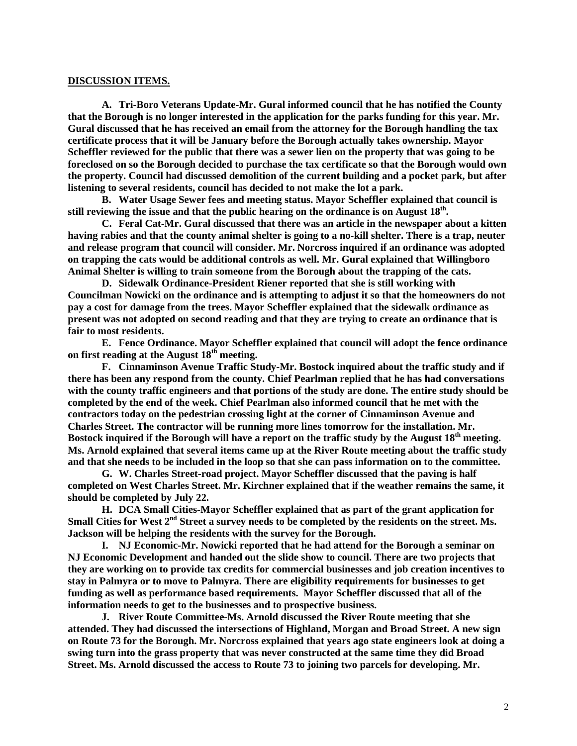**DISCUSSION ITEMS.**

**A. Tri-Boro Veterans Update-Mr. Gural informed council that he has notified the County that the Borough is no longer interested in the application for the parks funding for this year. Mr. Gural discussed that he has received an email from the attorney for the Borough handling the tax certificate process that it will be January before the Borough actually takes ownership. Mayor Scheffler reviewed for the public that there was a sewer lien on the property that was going to be foreclosed on so the Borough decided to purchase the tax certificate so that the Borough would own the property. Council had discussed demolition of the current building and a pocket park, but after listening to several residents, council has decided to not make the lot a park.**

**B. Water Usage Sewer fees and meeting status. Mayor Scheffler explained that council is still reviewing the issue and that the public hearing on the ordinance is on August 18th.**

**C. Feral Cat-Mr. Gural discussed that there was an article in the newspaper about a kitten having rabies and that the county animal shelter is going to a no-kill shelter. There is a trap, neuter and release program that council will consider. Mr. Norcross inquired if an ordinance was adopted on trapping the cats would be additional controls as well. Mr. Gural explained that Willingboro Animal Shelter is willing to train someone from the Borough about the trapping of the cats.**

**D. Sidewalk Ordinance-President Riener reported that she is still working with Councilman Nowicki on the ordinance and is attempting to adjust it so that the homeowners do not pay a cost for damage from the trees. Mayor Scheffler explained that the sidewalk ordinance as present was not adopted on second reading and that they are trying to create an ordinance that is fair to most residents.**

**E. Fence Ordinance. Mayor Scheffler explained that council will adopt the fence ordinance on first reading at the August 18th meeting.**

**F. Cinnaminson Avenue Traffic Study-Mr. Bostock inquired about the traffic study and if there has been any respond from the county. Chief Pearlman replied that he has had conversations with the county traffic engineers and that portions of the study are done. The entire study should be completed by the end of the week. Chief Pearlman also informed council that he met with the contractors today on the pedestrian crossing light at the corner of Cinnaminson Avenue and Charles Street. The contractor will be running more lines tomorrow for the installation. Mr. Bostock inquired if the Borough will have a report on the traffic study by the August 18th meeting. Ms. Arnold explained that several items came up at the River Route meeting about the traffic study and that she needs to be included in the loop so that she can pass information on to the committee.**

**G. W. Charles Street-road project. Mayor Scheffler discussed that the paving is half completed on West Charles Street. Mr. Kirchner explained that if the weather remains the same, it should be completed by July 22.**

**H. DCA Small Cities-Mayor Scheffler explained that as part of the grant application for Small Cities for West 2nd Street a survey needs to be completed by the residents on the street. Ms. Jackson will be helping the residents with the survey for the Borough.**

**I. NJ Economic-Mr. Nowicki reported that he had attend for the Borough a seminar on NJ Economic Development and handed out the slide show to council. There are two projects that they are working on to provide tax credits for commercial businesses and job creation incentives to stay in Palmyra or to move to Palmyra. There are eligibility requirements for businesses to get funding as well as performance based requirements. Mayor Scheffler discussed that all of the information needs to get to the businesses and to prospective business.**

**J. River Route Committee-Ms. Arnold discussed the River Route meeting that she attended. They had discussed the intersections of Highland, Morgan and Broad Street. A new sign on Route 73 for the Borough. Mr. Norcross explained that years ago state engineers look at doing a swing turn into the grass property that was never constructed at the same time they did Broad Street. Ms. Arnold discussed the access to Route 73 to joining two parcels for developing. Mr.**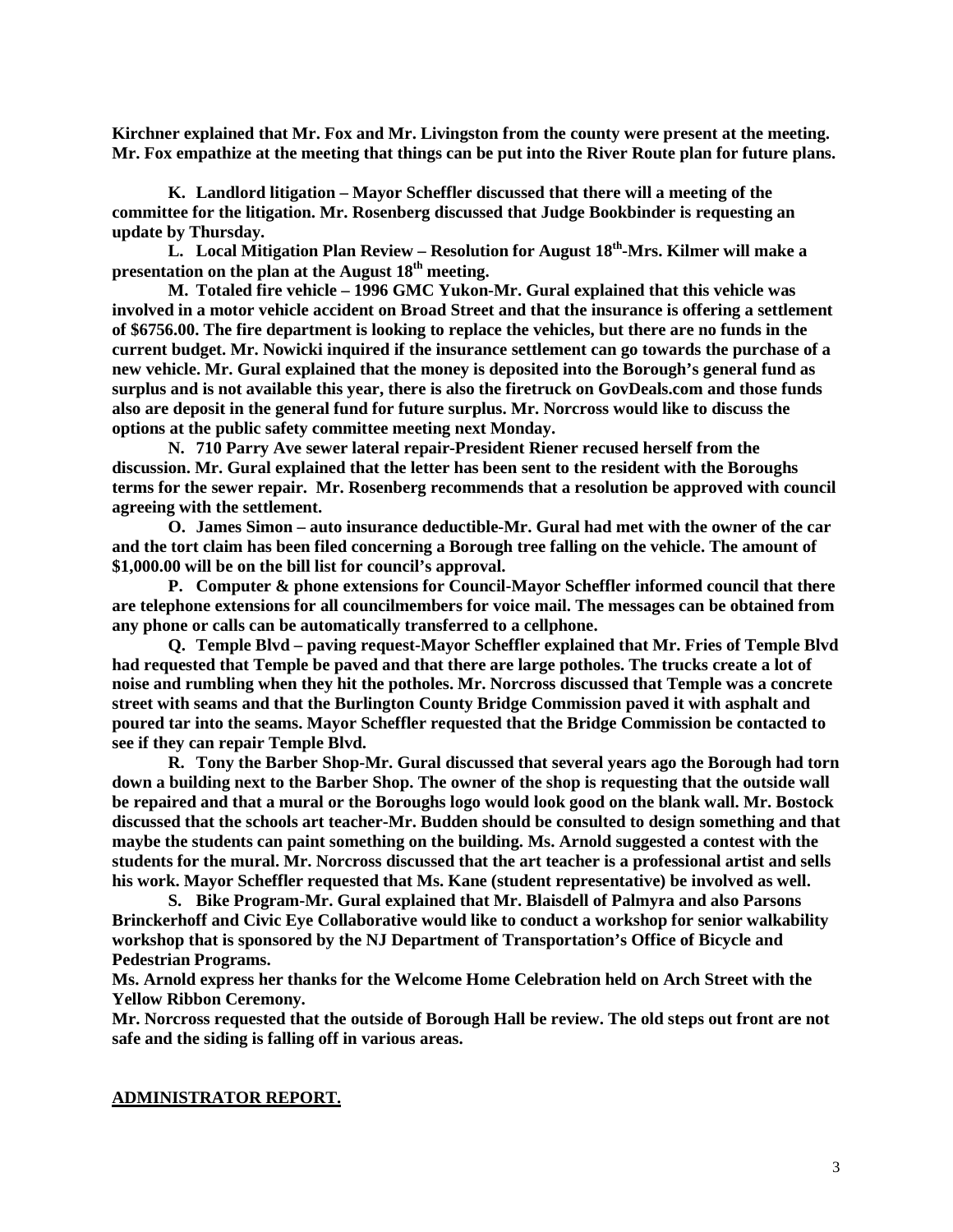**Kirchner explained that Mr. Fox and Mr. Livingston from the county were present at the meeting. Mr. Fox empathize at the meeting that things can be put into the River Route plan for future plans.**

**K. Landlord litigation – Mayor Scheffler discussed that there will a meeting of the committee for the litigation. Mr. Rosenberg discussed that Judge Bookbinder is requesting an update by Thursday.**

**L. Local Mitigation Plan Review – Resolution for August 18th-Mrs. Kilmer will make a presentation on the plan at the August 18th meeting.**

**M. Totaled fire vehicle – 1996 GMC Yukon-Mr. Gural explained that this vehicle was involved in a motor vehicle accident on Broad Street and that the insurance is offering a settlement of $6756.00. The fire department is looking to replace the vehicles, but there are no funds in the current budget. Mr. Nowicki inquired if the insurance settlement can go towards the purchase of a new vehicle. Mr. Gural explained that the money is deposited into the Borough's general fund as surplus and is not available this year, there is also the firetruck on GovDeals.com and those funds also are deposit in the general fund for future surplus. Mr. Norcross would like to discuss the options at the public safety committee meeting next Monday.**

**N. 710 Parry Ave sewer lateral repair-President Riener recused herself from the discussion. Mr. Gural explained that the letter has been sent to the resident with the Boroughs terms for the sewer repair. Mr. Rosenberg recommends that a resolution be approved with council agreeing with the settlement.**

**O. James Simon – auto insurance deductible-Mr. Gural had met with the owner of the car and the tort claim has been filed concerning a Borough tree falling on the vehicle. The amount of $1,000.00 will be on the bill list for council's approval.**

**P. Computer & phone extensions for Council-Mayor Scheffler informed council that there are telephone extensions for all councilmembers for voice mail. The messages can be obtained from any phone or calls can be automatically transferred to a cellphone.**

**Q. Temple Blvd – paving request-Mayor Scheffler explained that Mr. Fries of Temple Blvd had requested that Temple be paved and that there are large potholes. The trucks create a lot of noise and rumbling when they hit the potholes. Mr. Norcross discussed that Temple was a concrete street with seams and that the Burlington County Bridge Commission paved it with asphalt and poured tar into the seams. Mayor Scheffler requested that the Bridge Commission be contacted to see if they can repair Temple Blvd.**

**R. Tony the Barber Shop-Mr. Gural discussed that several years ago the Borough had torn down a building next to the Barber Shop. The owner of the shop is requesting that the outside wall be repaired and that a mural or the Boroughs logo would look good on the blank wall. Mr. Bostock discussed that the schools art teacher-Mr. Budden should be consulted to design something and that maybe the students can paint something on the building. Ms. Arnold suggested a contest with the students for the mural. Mr. Norcross discussed that the art teacher is a professional artist and sells his work. Mayor Scheffler requested that Ms. Kane (student representative) be involved as well.**

**S. Bike Program-Mr. Gural explained that Mr. Blaisdell of Palmyra and also Parsons Brinckerhoff and Civic Eye Collaborative would like to conduct a workshop for senior walkability workshop that is sponsored by the NJ Department of Transportation's Office of Bicycle and Pedestrian Programs.**

**Ms. Arnold express her thanks for the Welcome Home Celebration held on Arch Street with the Yellow Ribbon Ceremony.**

**Mr. Norcross requested that the outside of Borough Hall be review. The old steps out front are not safe and the siding is falling off in various areas.**

## ADMINISTRATOR REPORT.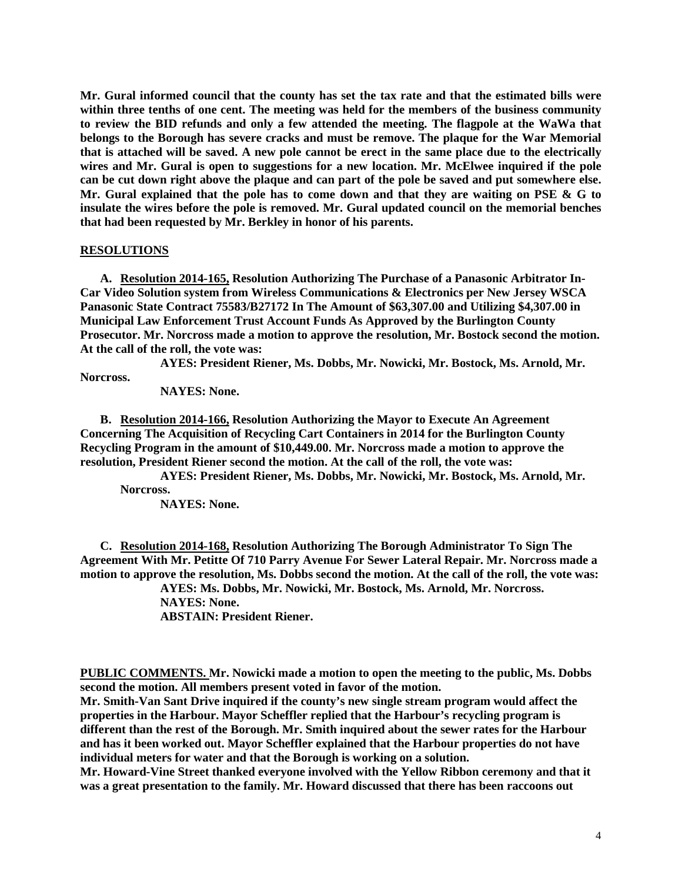**Mr. Gural informed council that the county has set the tax rate and that the estimated bills were within three tenths of one cent. The meeting was held for the members of the business community to review the BID refunds and only a few attended the meeting. The flagpole at the WaWa that belongs to the Borough has severe cracks and must be remove. The plaque for the War Memorial that is attached will be saved. A new pole cannot be erect in the same place due to the electrically wires and Mr. Gural is open to suggestions for a new location. Mr. McElwee inquired if the pole can be cut down right above the plaque and can part of the pole be saved and put somewhere else. Mr. Gural explained that the pole has to come down and that they are waiting on PSE & G to insulate the wires before the pole is removed. Mr. Gural updated council on the memorial benches that had been requested by Mr. Berkley in honor of his parents.**

**RESOLUTIONS**

**A. Resolution 2014-165, Resolution Authorizing The Purchase of a Panasonic Arbitrator In-Car Video Solution system from Wireless Communications & Electronics per New Jersey WSCA Panasonic State Contract 75583/B27172 In The Amount of $63,307.00 and Utilizing $4,307.00 in Municipal Law Enforcement Trust Account Funds As Approved by the Burlington County Prosecutor. Mr. Norcross made a motion to approve the resolution, Mr. Bostock second the motion. At the call of the roll, the vote was:**

**AYES: President Riener, Ms. Dobbs, Mr. Nowicki, Mr. Bostock, Ms. Arnold, Mr. Norcross.**

**NAYES: None.**

**B. Resolution 2014-166, Resolution Authorizing the Mayor to Execute An Agreement Concerning The Acquisition of Recycling Cart Containers in 2014 for the Burlington County Recycling Program in the amount of $10,449.00. Mr. Norcross made a motion to approve the resolution, President Riener second the motion. At the call of the roll, the vote was:**

**AYES: President Riener, Ms. Dobbs, Mr. Nowicki, Mr. Bostock, Ms. Arnold, Mr. Norcross.**

**NAYES: None.**

**C. Resolution 2014-168, Resolution Authorizing The Borough Administrator To Sign The Agreement With Mr. Petitte Of 710 Parry Avenue For Sewer Lateral Repair. Mr. Norcross made a motion to approve the resolution, Ms. Dobbs second the motion. At the call of the roll, the vote was:**

**AYES: Ms. Dobbs, Mr. Nowicki, Mr. Bostock, Ms. Arnold, Mr. Norcross.**

**NAYES: None.**

**ABSTAIN: President Riener.**

**PUBLIC COMMENTS. Mr. Nowicki made a motion to open the meeting to the public, Ms. Dobbs second the motion. All members present voted in favor of the motion.**

**Mr. Smith-Van Sant Drive inquired if the county's new single stream program would affect the properties in the Harbour. Mayor Scheffler replied that the Harbour's recycling program is different than the rest of the Borough. Mr. Smith inquired about the sewer rates for the Harbour and has it been worked out. Mayor Scheffler explained that the Harbour properties do not have individual meters for water and that the Borough is working on a solution.**

**Mr. Howard-Vine Street thanked everyone involved with the Yellow Ribbon ceremony and that it was a great presentation to the family. Mr. Howard discussed that there has been raccoons out**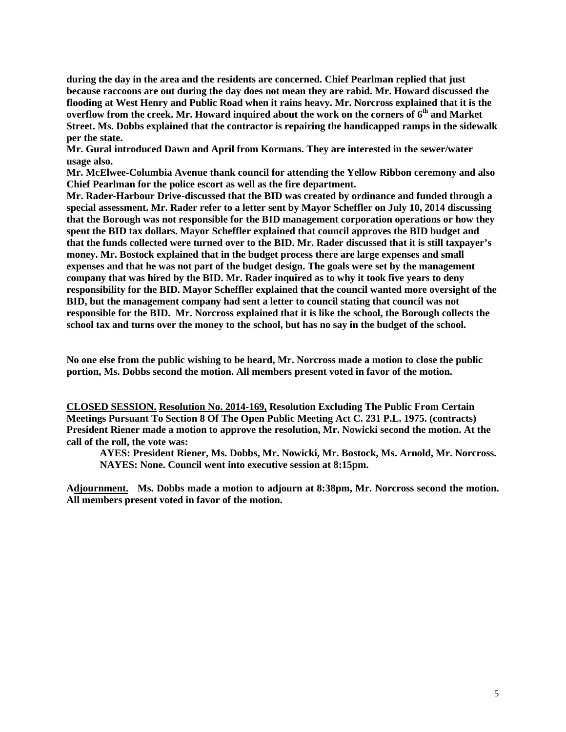**during the day in the area and the residents are concerned. Chief Pearlman replied that just because raccoons are out during the day does not mean they are rabid. Mr. Howard discussed the flooding at West Henry and Public Road when it rains heavy. Mr. Norcross explained that it is the overflow from the creek. Mr. Howard inquired about the work on the corners of 6th and Market Street. Ms. Dobbs explained that the contractor is repairing the handicapped ramps in the sidewalk per the state.**

**Mr. Gural introduced Dawn and April from Kormans. They are interested in the sewer/water usage also.**

**Mr. McElwee-Columbia Avenue thank council for attending the Yellow Ribbon ceremony and also Chief Pearlman for the police escort as well as the fire department.**

**Mr. Rader-Harbour Drive-discussed that the BID was created by ordinance and funded through a special assessment. Mr. Rader refer to a letter sent by Mayor Scheffler on July 10, 2014 discussing that the Borough was not responsible for the BID management corporation operations or how they spent the BID tax dollars. Mayor Scheffler explained that council approves the BID budget and that the funds collected were turned over to the BID. Mr. Rader discussed that it is still taxpayer's money. Mr. Bostock explained that in the budget process there are large expenses and small expenses and that he was not part of the budget design. The goals were set by the management company that was hired by the BID. Mr. Rader inquired as to why it took five years to deny responsibility for the BID. Mayor Scheffler explained that the council wanted more oversight of the BID, but the management company had sent a letter to council stating that council was not responsible for the BID. Mr. Norcross explained that it is like the school, the Borough collects the school tax and turns over the money to the school, but has no say in the budget of the school.**

**No one else from the public wishing to be heard, Mr. Norcross made a motion to close the public portion, Ms. Dobbs second the motion. All members present voted in favor of the motion.**

**<u>CLOSED SESSION.</u> <u>Resolution No. 2014-169,</u> Resolution Excluding The Public From Certain Meetings Pursuant To Section 8 Of The Open Public Meeting Act C. 231 P.L. 1975. (contracts) President Riener made a motion to approve the resolution, Mr. Nowicki second the motion. At the call of the roll, the vote was:**

**AYES: President Riener, Ms. Dobbs, Mr. Nowicki, Mr. Bostock, Ms. Arnold, Mr. Norcross.**
**NAYES: None. Council went into executive session at 8:15pm.**

**<u>Adjournment.</u> Ms. Dobbs made a motion to adjourn at 8:38pm, Mr. Norcross second the motion. All members present voted in favor of the motion.**